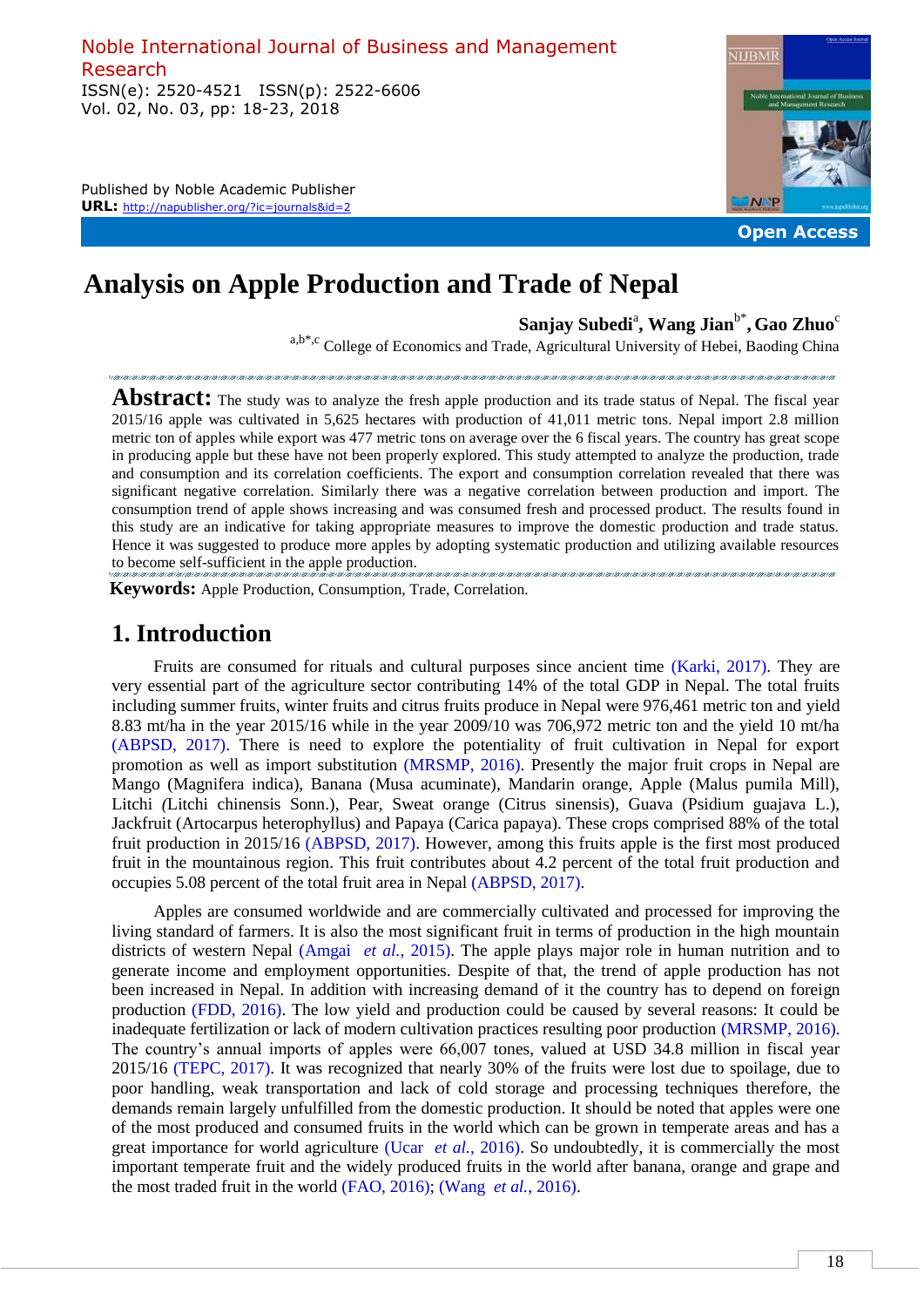Noble International Journal of Business and Management Research
ISSN(e): 2520-4521 ISSN(p): 2522-6606
Vol. 02, No. 03, pp: 18-23, 2018

Published by Noble Academic Publisher
**URL:** http://napublisher.org/?ic=journals&id=2

Open Access

# Analysis on Apple Production and Trade of Nepal

**Sanjay Subedi**[a], **Wang Jian**[b*], **Gao Zhuo**[c]

[a,b*,c] College of Economics and Trade, Agricultural University of Hebei, Baoding China

**Abstract:** The study was to analyze the fresh apple production and its trade status of Nepal. The fiscal year 2015/16 apple was cultivated in 5,625 hectares with production of 41,011 metric tons. Nepal import 2.8 million metric ton of apples while export was 477 metric tons on average over the 6 fiscal years. The country has great scope in producing apple but these have not been properly explored. This study attempted to analyze the production, trade and consumption and its correlation coefficients. The export and consumption correlation revealed that there was significant negative correlation. Similarly there was a negative correlation between production and import. The consumption trend of apple shows increasing and was consumed fresh and processed product. The results found in this study are an indicative for taking appropriate measures to improve the domestic production and trade status. Hence it was suggested to produce more apples by adopting systematic production and utilizing available resources to become self-sufficient in the apple production.

**Keywords:** Apple Production, Consumption, Trade, Correlation.

## 1. Introduction

Fruits are consumed for rituals and cultural purposes since ancient time (Karki, 2017). They are very essential part of the agriculture sector contributing 14% of the total GDP in Nepal. The total fruits including summer fruits, winter fruits and citrus fruits produce in Nepal were 976,461 metric ton and yield 8.83 mt/ha in the year 2015/16 while in the year 2009/10 was 706,972 metric ton and the yield 10 mt/ha (ABPSD, 2017). There is need to explore the potentiality of fruit cultivation in Nepal for export promotion as well as import substitution (MRSMP, 2016). Presently the major fruit crops in Nepal are Mango (Magnifera indica), Banana (Musa acuminate), Mandarin orange, Apple (Malus pumila Mill), Litchi *(*Litchi chinensis Sonn.), Pear, Sweat orange (Citrus sinensis), Guava (Psidium guajava L.), Jackfruit (Artocarpus heterophyllus) and Papaya (Carica papaya). These crops comprised 88% of the total fruit production in 2015/16 (ABPSD, 2017). However, among this fruits apple is the first most produced fruit in the mountainous region. This fruit contributes about 4.2 percent of the total fruit production and occupies 5.08 percent of the total fruit area in Nepal (ABPSD, 2017).

Apples are consumed worldwide and are commercially cultivated and processed for improving the living standard of farmers. It is also the most significant fruit in terms of production in the high mountain districts of western Nepal (Amgai *et al.*, 2015). The apple plays major role in human nutrition and to generate income and employment opportunities. Despite of that, the trend of apple production has not been increased in Nepal. In addition with increasing demand of it the country has to depend on foreign production (FDD, 2016). The low yield and production could be caused by several reasons: It could be inadequate fertilization or lack of modern cultivation practices resulting poor production (MRSMP, 2016). The country's annual imports of apples were 66,007 tones, valued at USD 34.8 million in fiscal year 2015/16 (TEPC, 2017). It was recognized that nearly 30% of the fruits were lost due to spoilage, due to poor handling, weak transportation and lack of cold storage and processing techniques therefore, the demands remain largely unfulfilled from the domestic production. It should be noted that apples were one of the most produced and consumed fruits in the world which can be grown in temperate areas and has a great importance for world agriculture (Ucar *et al.*, 2016). So undoubtedly, it is commercially the most important temperate fruit and the widely produced fruits in the world after banana, orange and grape and the most traded fruit in the world (FAO, 2016); (Wang *et al.*, 2016).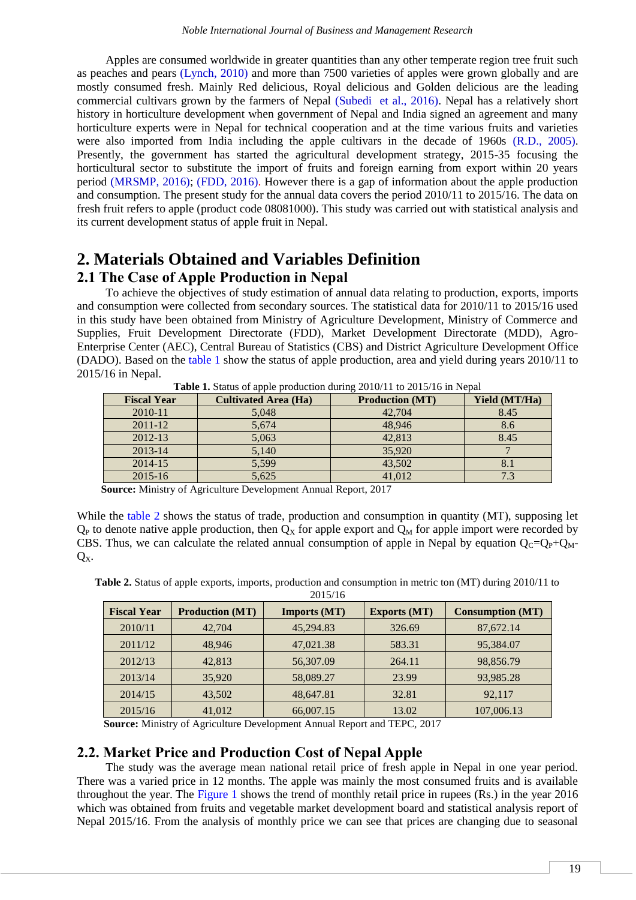Apples are consumed worldwide in greater quantities than any other temperate region tree fruit such as peaches and pears (Lynch, 2010) and more than 7500 varieties of apples were grown globally and are mostly consumed fresh. Mainly Red delicious, Royal delicious and Golden delicious are the leading commercial cultivars grown by the farmers of Nepal (Subedi et al., 2016). Nepal has a relatively short history in horticulture development when government of Nepal and India signed an agreement and many horticulture experts were in Nepal for technical cooperation and at the time various fruits and varieties were also imported from India including the apple cultivars in the decade of 1960s (R.D., 2005). Presently, the government has started the agricultural development strategy, 2015-35 focusing the horticultural sector to substitute the import of fruits and foreign earning from export within 20 years period (MRSMP, 2016); (FDD, 2016). However there is a gap of information about the apple production and consumption. The present study for the annual data covers the period 2010/11 to 2015/16. The data on fresh fruit refers to apple (product code 08081000). This study was carried out with statistical analysis and its current development status of apple fruit in Nepal.

# 2. Materials Obtained and Variables Definition

## 2.1 The Case of Apple Production in Nepal

To achieve the objectives of study estimation of annual data relating to production, exports, imports and consumption were collected from secondary sources. The statistical data for 2010/11 to 2015/16 used in this study have been obtained from Ministry of Agriculture Development, Ministry of Commerce and Supplies, Fruit Development Directorate (FDD), Market Development Directorate (MDD), Agro-Enterprise Center (AEC), Central Bureau of Statistics (CBS) and District Agriculture Development Office (DADO). Based on the table 1 show the status of apple production, area and yield during years 2010/11 to 2015/16 in Nepal.

**Table 1.** Status of apple production during 2010/11 to 2015/16 in Nepal

| Fiscal Year | Cultivated Area (Ha) | Production (MT) | Yield (MT/Ha) |
|---|---|---|---|
| 2010-11 | 5,048 | 42,704 | 8.45 |
| 2011-12 | 5,674 | 48,946 | 8.6 |
| 2012-13 | 5,063 | 42,813 | 8.45 |
| 2013-14 | 5,140 | 35,920 | 7 |
| 2014-15 | 5,599 | 43,502 | 8.1 |
| 2015-16 | 5,625 | 41,012 | 7.3 |

**Source:** Ministry of Agriculture Development Annual Report, 2017

While the table 2 shows the status of trade, production and consumption in quantity (MT), supposing let $Q_P$ to denote native apple production, then $Q_X$ for apple export and $Q_M$ for apple import were recorded by CBS. Thus, we can calculate the related annual consumption of apple in Nepal by equation $Q_C = Q_P + Q_M - Q_X$.

**Table 2.** Status of apple exports, imports, production and consumption in metric ton (MT) during 2010/11 to 2015/16

| Fiscal Year | Production (MT) | Imports (MT) | Exports (MT) | Consumption (MT) |
|---|---|---|---|---|
| 2010/11 | 42,704 | 45,294.83 | 326.69 | 87,672.14 |
| 2011/12 | 48,946 | 47,021.38 | 583.31 | 95,384.07 |
| 2012/13 | 42,813 | 56,307.09 | 264.11 | 98,856.79 |
| 2013/14 | 35,920 | 58,089.27 | 23.99 | 93,985.28 |
| 2014/15 | 43,502 | 48,647.81 | 32.81 | 92,117 |
| 2015/16 | 41,012 | 66,007.15 | 13.02 | 107,006.13 |

**Source:** Ministry of Agriculture Development Annual Report and TEPC, 2017

## 2.2. Market Price and Production Cost of Nepal Apple

The study was the average mean national retail price of fresh apple in Nepal in one year period. There was a varied price in 12 months. The apple was mainly the most consumed fruits and is available throughout the year. The Figure 1 shows the trend of monthly retail price in rupees (Rs.) in the year 2016 which was obtained from fruits and vegetable market development board and statistical analysis report of Nepal 2015/16. From the analysis of monthly price we can see that prices are changing due to seasonal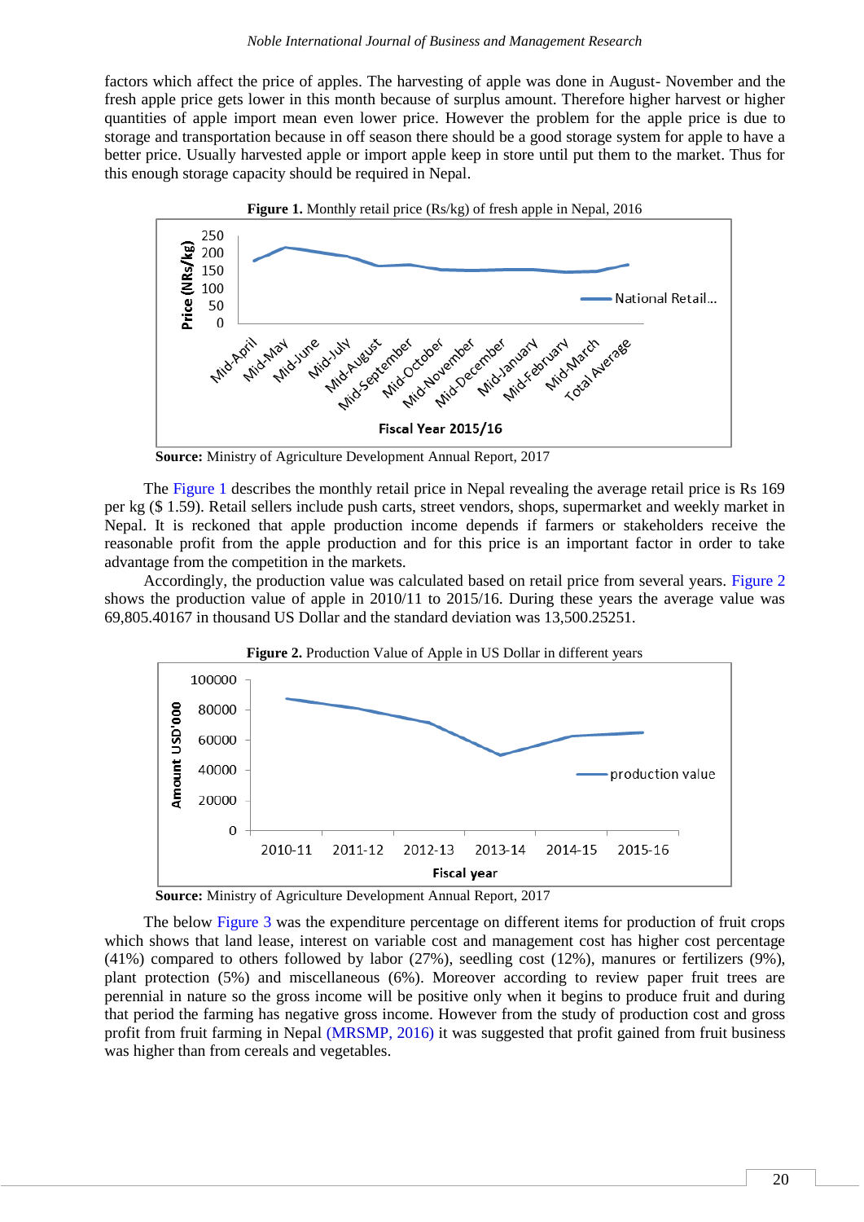factors which affect the price of apples. The harvesting of apple was done in August- November and the fresh apple price gets lower in this month because of surplus amount. Therefore higher harvest or higher quantities of apple import mean even lower price. However the problem for the apple price is due to storage and transportation because in off season there should be a good storage system for apple to have a better price. Usually harvested apple or import apple keep in store until put them to the market. Thus for this enough storage capacity should be required in Nepal.

**Figure 1.** Monthly retail price (Rs/kg) of fresh apple in Nepal, 2016

**Source:** Ministry of Agriculture Development Annual Report, 2017

The Figure 1 describes the monthly retail price in Nepal revealing the average retail price is Rs 169 per kg ($ 1.59). Retail sellers include push carts, street vendors, shops, supermarket and weekly market in Nepal. It is reckoned that apple production income depends if farmers or stakeholders receive the reasonable profit from the apple production and for this price is an important factor in order to take advantage from the competition in the markets.

Accordingly, the production value was calculated based on retail price from several years. Figure 2 shows the production value of apple in 2010/11 to 2015/16. During these years the average value was 69,805.40167 in thousand US Dollar and the standard deviation was 13,500.25251.

**Figure 2.** Production Value of Apple in US Dollar in different years

**Source:** Ministry of Agriculture Development Annual Report, 2017

The below Figure 3 was the expenditure percentage on different items for production of fruit crops which shows that land lease, interest on variable cost and management cost has higher cost percentage (41%) compared to others followed by labor (27%), seedling cost (12%), manures or fertilizers (9%), plant protection (5%) and miscellaneous (6%). Moreover according to review paper fruit trees are perennial in nature so the gross income will be positive only when it begins to produce fruit and during that period the farming has negative gross income. However from the study of production cost and gross profit from fruit farming in Nepal (MRSMP, 2016) it was suggested that profit gained from fruit business was higher than from cereals and vegetables.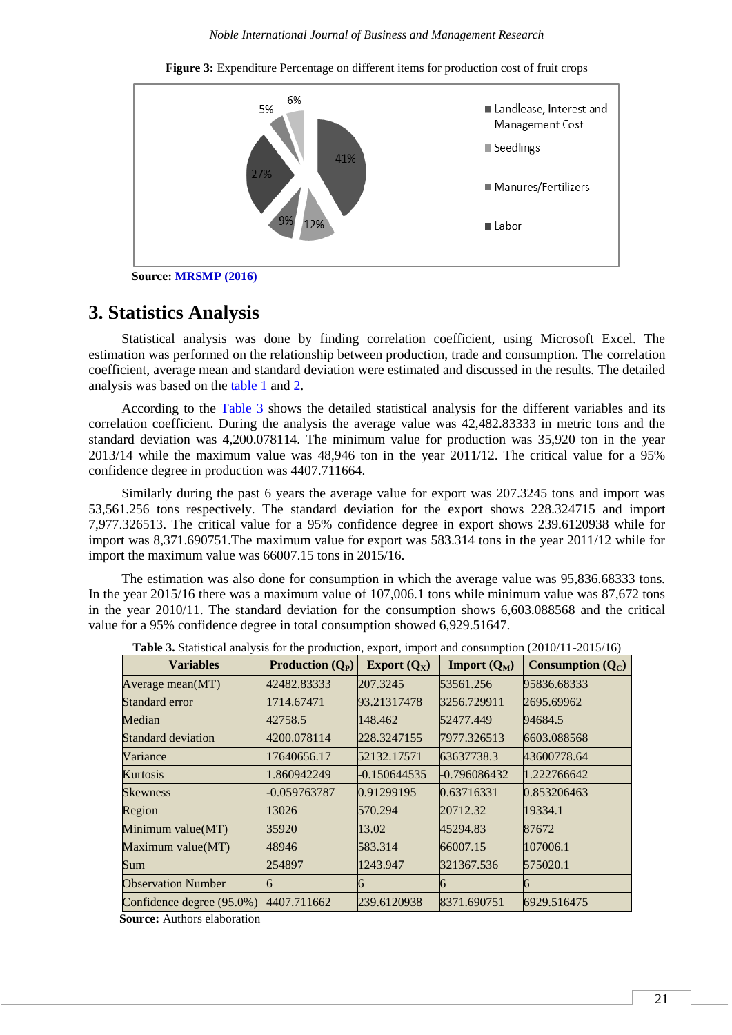**Figure 3:** Expenditure Percentage on different items for production cost of fruit crops

**Source:** MRSMP (2016)

## 3. Statistics Analysis

Statistical analysis was done by finding correlation coefficient, using Microsoft Excel. The estimation was performed on the relationship between production, trade and consumption. The correlation coefficient, average mean and standard deviation were estimated and discussed in the results. The detailed analysis was based on the table 1 and 2.

According to the Table 3 shows the detailed statistical analysis for the different variables and its correlation coefficient. During the analysis the average value was 42,482.83333 in metric tons and the standard deviation was 4,200.078114. The minimum value for production was 35,920 ton in the year 2013/14 while the maximum value was 48,946 ton in the year 2011/12. The critical value for a 95% confidence degree in production was 4407.711664.

Similarly during the past 6 years the average value for export was 207.3245 tons and import was 53,561.256 tons respectively. The standard deviation for the export shows 228.324715 and import 7,977.326513. The critical value for a 95% confidence degree in export shows 239.6120938 while for import was 8,371.690751.The maximum value for export was 583.314 tons in the year 2011/12 while for import the maximum value was 66007.15 tons in 2015/16.

The estimation was also done for consumption in which the average value was 95,836.68333 tons. In the year 2015/16 there was a maximum value of 107,006.1 tons while minimum value was 87,672 tons in the year 2010/11. The standard deviation for the consumption shows 6,603.088568 and the critical value for a 95% confidence degree in total consumption showed 6,929.51647.

**Table 3.** Statistical analysis for the production, export, import and consumption (2010/11-2015/16)

| Variables | Production ($Q_P$) | Export ($Q_X$) | Import ($Q_M$) | Consumption ($Q_C$) |
|---|---|---|---|---|
| Average mean(MT) | 42482.83333 | 207.3245 | 53561.256 | 95836.68333 |
| Standard error | 1714.67471 | 93.21317478 | 3256.729911 | 2695.69962 |
| Median | 42758.5 | 148.462 | 52477.449 | 94684.5 |
| Standard deviation | 4200.078114 | 228.3247155 | 7977.326513 | 6603.088568 |
| Variance | 17640656.17 | 52132.17571 | 63637738.3 | 43600778.64 |
| Kurtosis | 1.860942249 | -0.150644535 | -0.796086432 | 1.222766642 |
| Skewness | -0.059763787 | 0.91299195 | 0.63716331 | 0.853206463 |
| Region | 13026 | 570.294 | 20712.32 | 19334.1 |
| Minimum value(MT) | 35920 | 13.02 | 45294.83 | 87672 |
| Maximum value(MT) | 48946 | 583.314 | 66007.15 | 107006.1 |
| Sum | 254897 | 1243.947 | 321367.536 | 575020.1 |
| Observation Number | 6 | 6 | 6 | 6 |
| Confidence degree (95.0%) | 4407.711662 | 239.6120938 | 8371.690751 | 6929.516475 |

**Source:** Authors elaboration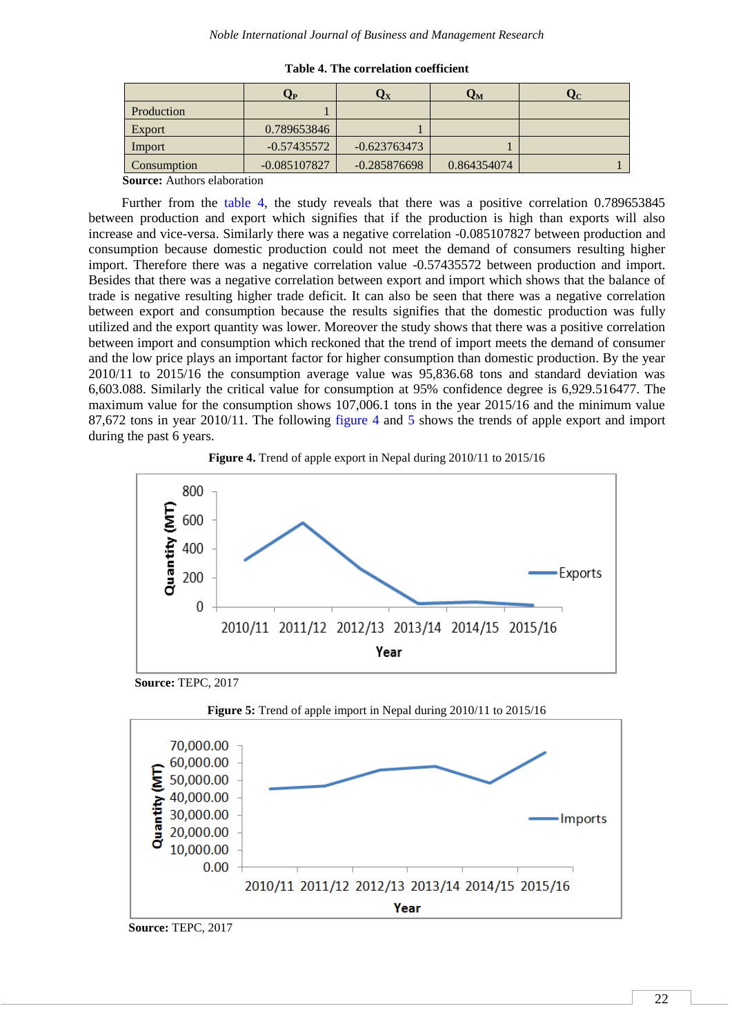**Table 4. The correlation coefficient**

| | $Q_P$ | $Q_X$ | $Q_M$ | $Q_C$ |
|---|---|---|---|---|
| Production | 1 | | | |
| Export | 0.789653846 | 1 | | |
| Import | -0.57435572 | -0.623763473 | 1 | |
| Consumption | -0.085107827 | -0.285876698 | 0.864354074 | 1 |

**Source:** Authors elaboration

Further from the table 4, the study reveals that there was a positive correlation 0.789653845 between production and export which signifies that if the production is high than exports will also increase and vice-versa. Similarly there was a negative correlation -0.085107827 between production and consumption because domestic production could not meet the demand of consumers resulting higher import. Therefore there was a negative correlation value -0.57435572 between production and import. Besides that there was a negative correlation between export and import which shows that the balance of trade is negative resulting higher trade deficit. It can also be seen that there was a negative correlation between export and consumption because the results signifies that the domestic production was fully utilized and the export quantity was lower. Moreover the study shows that there was a positive correlation between import and consumption which reckoned that the trend of import meets the demand of consumer and the low price plays an important factor for higher consumption than domestic production. By the year 2010/11 to 2015/16 the consumption average value was 95,836.68 tons and standard deviation was 6,603.088. Similarly the critical value for consumption at 95% confidence degree is 6,929.516477. The maximum value for the consumption shows 107,006.1 tons in the year 2015/16 and the minimum value 87,672 tons in year 2010/11. The following figure 4 and 5 shows the trends of apple export and import during the past 6 years.

**Figure 4.** Trend of apple export in Nepal during 2010/11 to 2015/16

**Source:** TEPC, 2017

**Figure 5:** Trend of apple import in Nepal during 2010/11 to 2015/16

**Source:** TEPC, 2017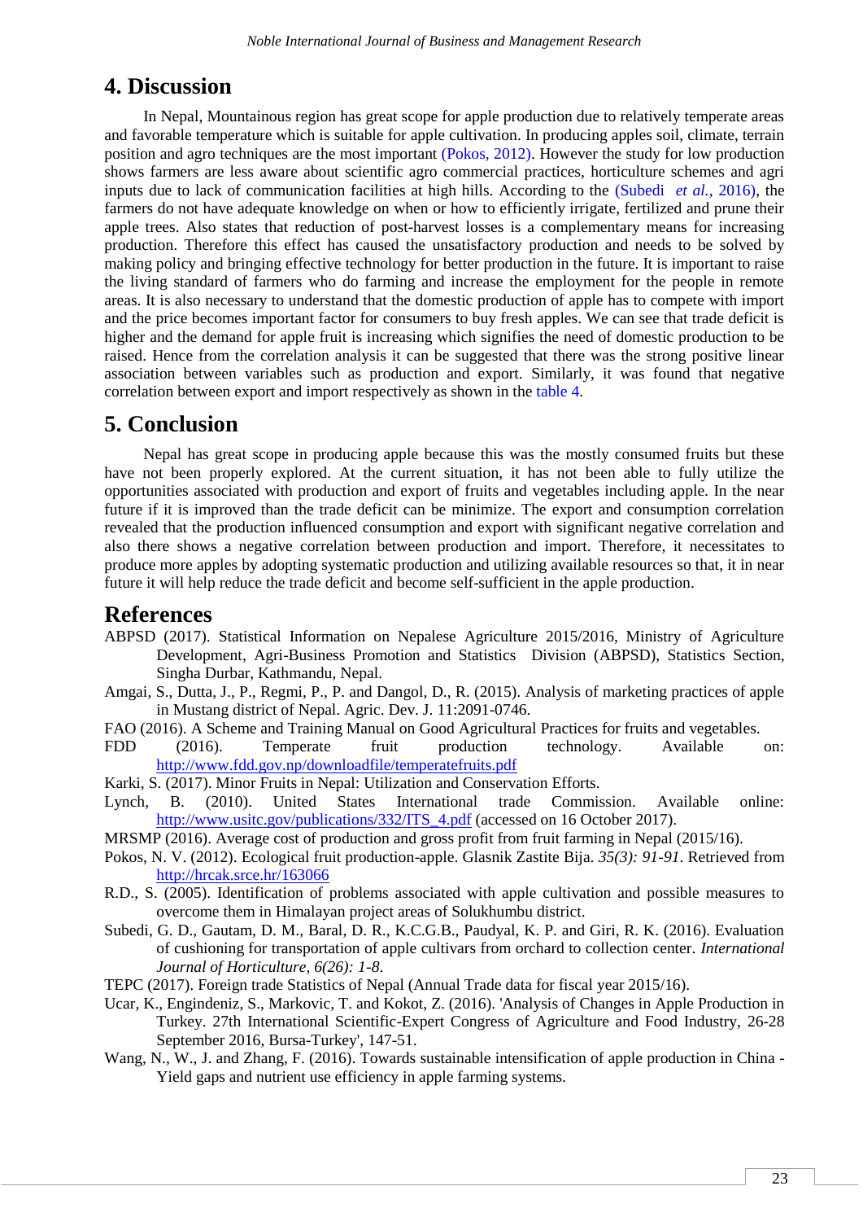## 4. Discussion

In Nepal, Mountainous region has great scope for apple production due to relatively temperate areas and favorable temperature which is suitable for apple cultivation. In producing apples soil, climate, terrain position and agro techniques are the most important (Pokos, 2012). However the study for low production shows farmers are less aware about scientific agro commercial practices, horticulture schemes and agri inputs due to lack of communication facilities at high hills. According to the (Subedi *et al.*, 2016), the farmers do not have adequate knowledge on when or how to efficiently irrigate, fertilized and prune their apple trees. Also states that reduction of post-harvest losses is a complementary means for increasing production. Therefore this effect has caused the unsatisfactory production and needs to be solved by making policy and bringing effective technology for better production in the future. It is important to raise the living standard of farmers who do farming and increase the employment for the people in remote areas. It is also necessary to understand that the domestic production of apple has to compete with import and the price becomes important factor for consumers to buy fresh apples. We can see that trade deficit is higher and the demand for apple fruit is increasing which signifies the need of domestic production to be raised. Hence from the correlation analysis it can be suggested that there was the strong positive linear association between variables such as production and export. Similarly, it was found that negative correlation between export and import respectively as shown in the table 4.

## 5. Conclusion

Nepal has great scope in producing apple because this was the mostly consumed fruits but these have not been properly explored. At the current situation, it has not been able to fully utilize the opportunities associated with production and export of fruits and vegetables including apple. In the near future if it is improved than the trade deficit can be minimize. The export and consumption correlation revealed that the production influenced consumption and export with significant negative correlation and also there shows a negative correlation between production and import. Therefore, it necessitates to produce more apples by adopting systematic production and utilizing available resources so that, it in near future it will help reduce the trade deficit and become self-sufficient in the apple production.

## References

ABPSD (2017). Statistical Information on Nepalese Agriculture 2015/2016, Ministry of Agriculture Development, Agri-Business Promotion and Statistics Division (ABPSD), Statistics Section, Singha Durbar, Kathmandu, Nepal.

Amgai, S., Dutta, J., P., Regmi, P., P. and Dangol, D., R. (2015). Analysis of marketing practices of apple in Mustang district of Nepal. Agric. Dev. J. 11:2091-0746.

FAO (2016). A Scheme and Training Manual on Good Agricultural Practices for fruits and vegetables.

FDD (2016). Temperate fruit production technology. Available on: http://www.fdd.gov.np/downloadfile/temperatefruits.pdf

Karki, S. (2017). Minor Fruits in Nepal: Utilization and Conservation Efforts.

Lynch, B. (2010). United States International trade Commission. Available online: http://www.usitc.gov/publications/332/ITS_4.pdf (accessed on 16 October 2017).

MRSMP (2016). Average cost of production and gross profit from fruit farming in Nepal (2015/16).

Pokos, N. V. (2012). Ecological fruit production-apple. Glasnik Zastite Bija. *35(3): 91-91*. Retrieved from http://hrcak.srce.hr/163066

R.D., S. (2005). Identification of problems associated with apple cultivation and possible measures to overcome them in Himalayan project areas of Solukhumbu district.

Subedi, G. D., Gautam, D. M., Baral, D. R., K.C.G.B., Paudyal, K. P. and Giri, R. K. (2016). Evaluation of cushioning for transportation of apple cultivars from orchard to collection center. *International Journal of Horticulture, 6(26): 1-8.*

TEPC (2017). Foreign trade Statistics of Nepal (Annual Trade data for fiscal year 2015/16).

Ucar, K., Engindeniz, S., Markovic, T. and Kokot, Z. (2016). 'Analysis of Changes in Apple Production in Turkey. 27th International Scientific-Expert Congress of Agriculture and Food Industry, 26-28 September 2016, Bursa-Turkey', 147-51.

Wang, N., W., J. and Zhang, F. (2016). Towards sustainable intensification of apple production in China - Yield gaps and nutrient use efficiency in apple farming systems.